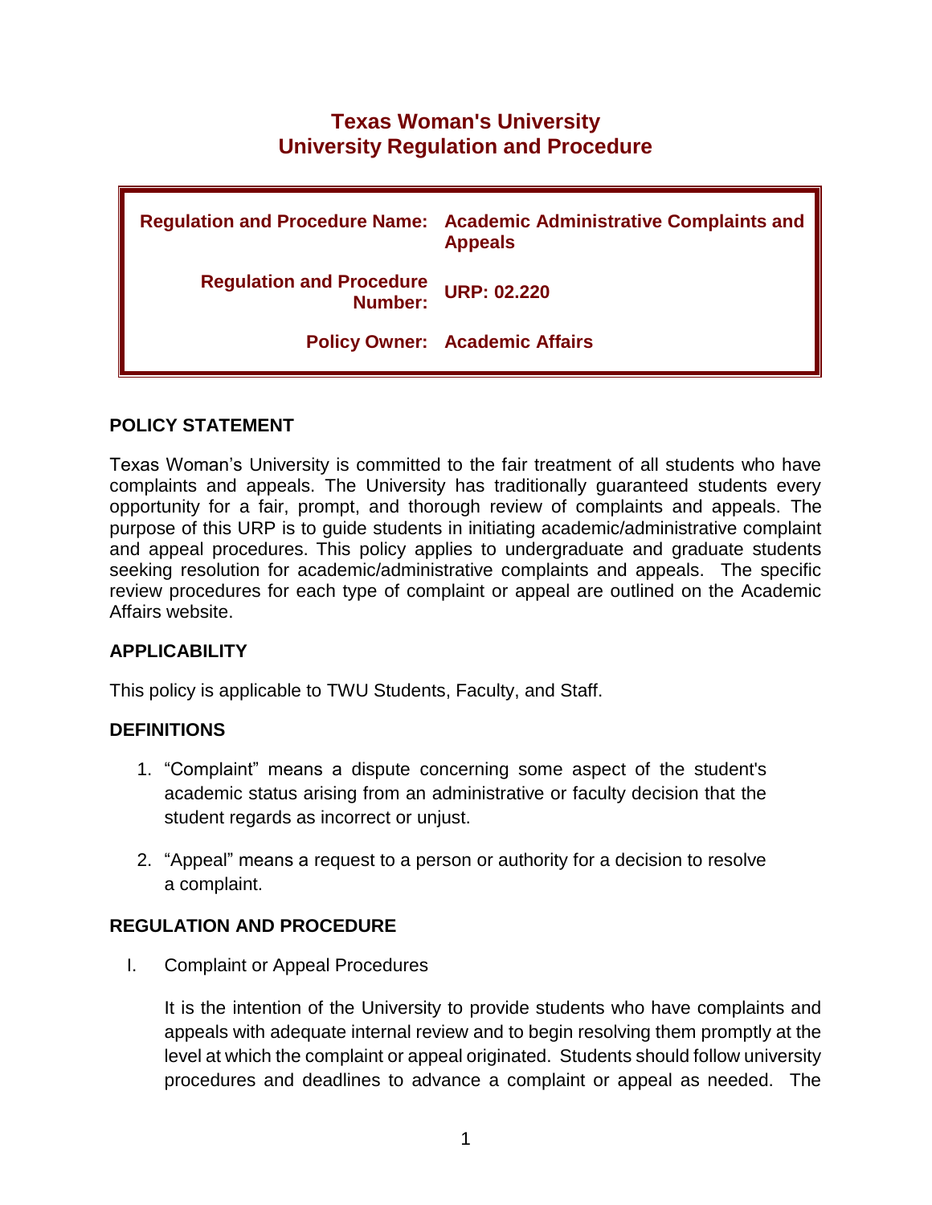# Texas Woman's University
# University Regulation and Procedure

| | |
|---|---|
| **Regulation and Procedure Name:** | **Academic Administrative Complaints and Appeals** |
| **Regulation and Procedure Number:** | **URP: 02.220** |
| **Policy Owner:** | **Academic Affairs** |

## POLICY STATEMENT

Texas Woman's University is committed to the fair treatment of all students who have complaints and appeals. The University has traditionally guaranteed students every opportunity for a fair, prompt, and thorough review of complaints and appeals. The purpose of this URP is to guide students in initiating academic/administrative complaint and appeal procedures. This policy applies to undergraduate and graduate students seeking resolution for academic/administrative complaints and appeals. The specific review procedures for each type of complaint or appeal are outlined on the Academic Affairs website.

## APPLICABILITY

This policy is applicable to TWU Students, Faculty, and Staff.

## DEFINITIONS

1. "Complaint" means a dispute concerning some aspect of the student's academic status arising from an administrative or faculty decision that the student regards as incorrect or unjust.

2. "Appeal" means a request to a person or authority for a decision to resolve a complaint.

## REGULATION AND PROCEDURE

I. Complaint or Appeal Procedures

It is the intention of the University to provide students who have complaints and appeals with adequate internal review and to begin resolving them promptly at the level at which the complaint or appeal originated. Students should follow university procedures and deadlines to advance a complaint or appeal as needed. The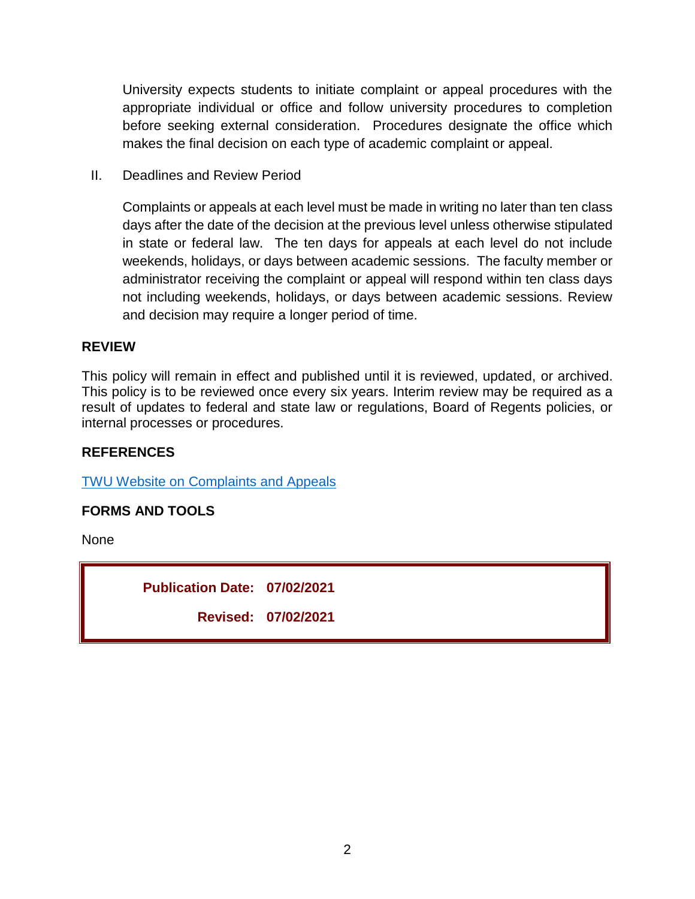University expects students to initiate complaint or appeal procedures with the appropriate individual or office and follow university procedures to completion before seeking external consideration. Procedures designate the office which makes the final decision on each type of academic complaint or appeal.

II. Deadlines and Review Period

Complaints or appeals at each level must be made in writing no later than ten class days after the date of the decision at the previous level unless otherwise stipulated in state or federal law. The ten days for appeals at each level do not include weekends, holidays, or days between academic sessions. The faculty member or administrator receiving the complaint or appeal will respond within ten class days not including weekends, holidays, or days between academic sessions. Review and decision may require a longer period of time.

## REVIEW

This policy will remain in effect and published until it is reviewed, updated, or archived. This policy is to be reviewed once every six years. Interim review may be required as a result of updates to federal and state law or regulations, Board of Regents policies, or internal processes or procedures.

## REFERENCES

TWU Website on Complaints and Appeals

## FORMS AND TOOLS

None

**Publication Date: 07/02/2021**

**Revised: 07/02/2021**